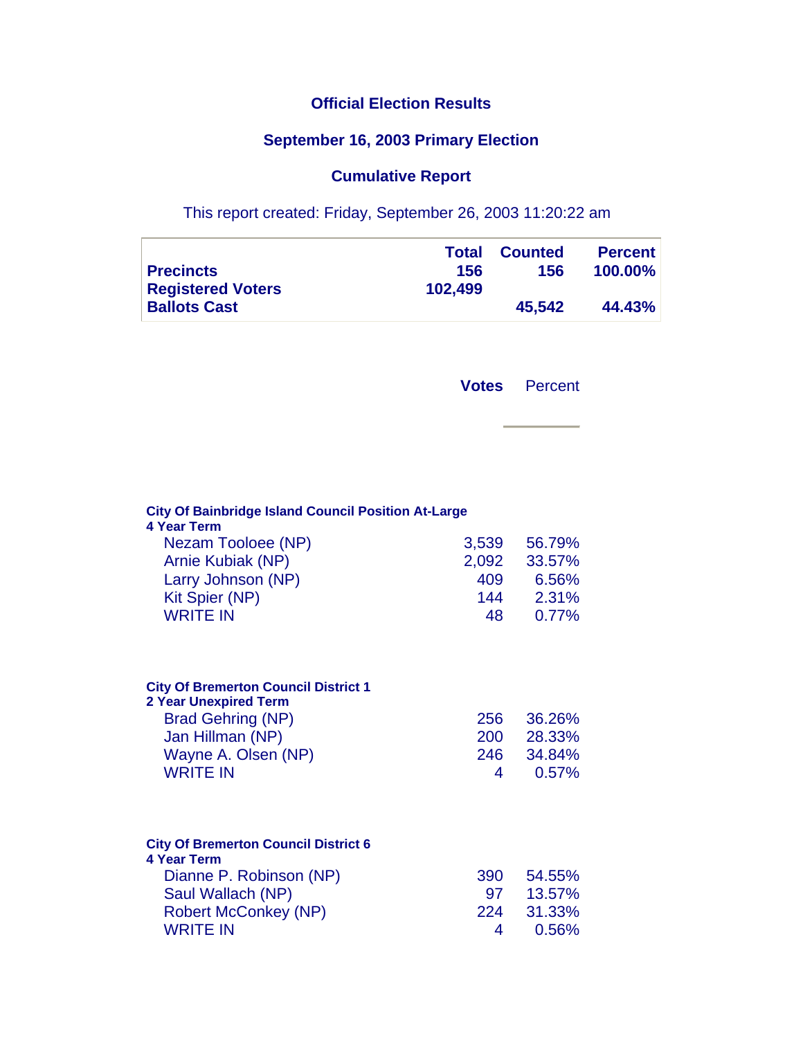# Official Election Results

## September 16, 2003 Primary Election

## Cumulative Report

This report created: Friday, September 26, 2003 11:20:22 am

| | Total | Counted | Percent |
|---|---|---|---|
| **Precincts** | 156 | 156 | 100.00% |
| **Registered Voters** | 102,499 | | |
| **Ballots Cast** | | 45,542 | 44.43% |

**City Of Bainbridge Island Council Position At-Large**
**4 Year Term**

| | Votes | Percent |
|---|---|---|
| Nezam Tooloee (NP) | 3,539 | 56.79% |
| Arnie Kubiak (NP) | 2,092 | 33.57% |
| Larry Johnson (NP) | 409 | 6.56% |
| Kit Spier (NP) | 144 | 2.31% |
| WRITE IN | 48 | 0.77% |

**City Of Bremerton Council District 1**
**2 Year Unexpired Term**

| | Votes | Percent |
|---|---|---|
| Brad Gehring (NP) | 256 | 36.26% |
| Jan Hillman (NP) | 200 | 28.33% |
| Wayne A. Olsen (NP) | 246 | 34.84% |
| WRITE IN | 4 | 0.57% |

**City Of Bremerton Council District 6**
**4 Year Term**

| | Votes | Percent |
|---|---|---|
| Dianne P. Robinson (NP) | 390 | 54.55% |
| Saul Wallach (NP) | 97 | 13.57% |
| Robert McConkey (NP) | 224 | 31.33% |
| WRITE IN | 4 | 0.56% |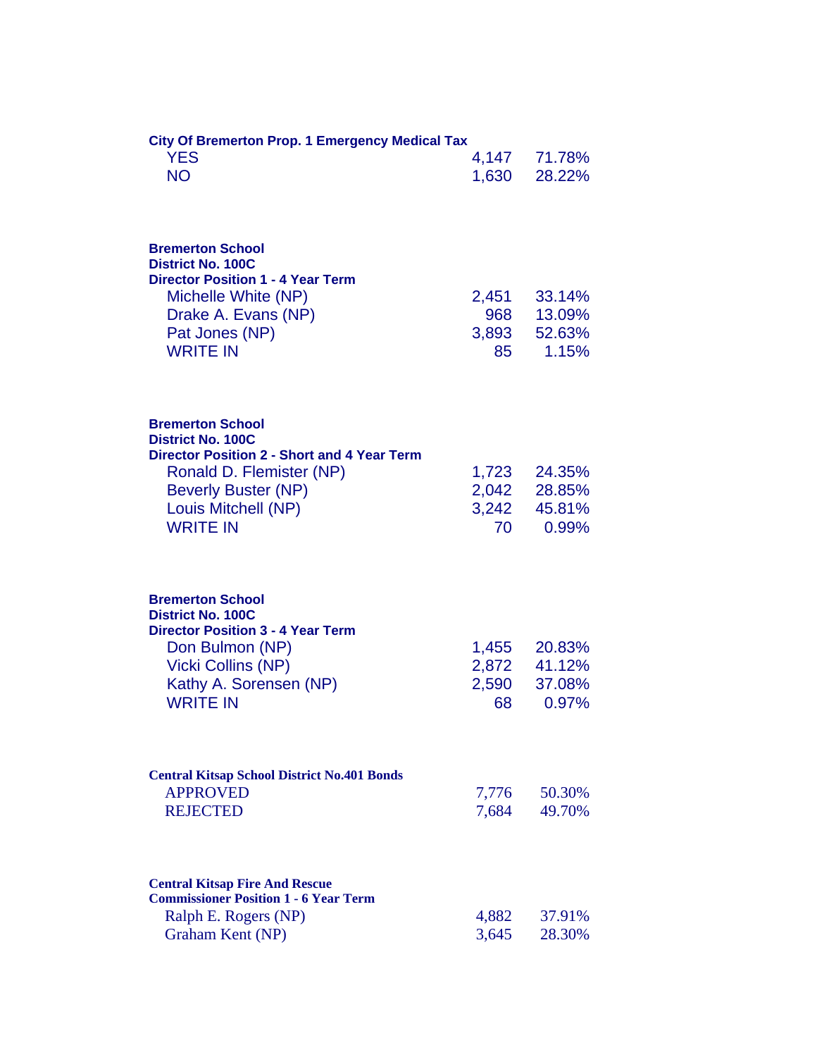**City Of Bremerton Prop. 1 Emergency Medical Tax**

| | | |
|---|---|---|
| YES | 4,147 | 71.78% |
| NO | 1,630 | 28.22% |

**Bremerton School District No. 100C Director Position 1 - 4 Year Term**

| | | |
|---|---|---|
| Michelle White (NP) | 2,451 | 33.14% |
| Drake A. Evans (NP) | 968 | 13.09% |
| Pat Jones (NP) | 3,893 | 52.63% |
| WRITE IN | 85 | 1.15% |

**Bremerton School District No. 100C Director Position 2 - Short and 4 Year Term**

| | | |
|---|---|---|
| Ronald D. Flemister (NP) | 1,723 | 24.35% |
| Beverly Buster (NP) | 2,042 | 28.85% |
| Louis Mitchell (NP) | 3,242 | 45.81% |
| WRITE IN | 70 | 0.99% |

**Bremerton School District No. 100C Director Position 3 - 4 Year Term**

| | | |
|---|---|---|
| Don Bulmon (NP) | 1,455 | 20.83% |
| Vicki Collins (NP) | 2,872 | 41.12% |
| Kathy A. Sorensen (NP) | 2,590 | 37.08% |
| WRITE IN | 68 | 0.97% |

**Central Kitsap School District No.401 Bonds**

| | | |
|---|---|---|
| APPROVED | 7,776 | 50.30% |
| REJECTED | 7,684 | 49.70% |

**Central Kitsap Fire And Rescue Commissioner Position 1 - 6 Year Term**

| | | |
|---|---|---|
| Ralph E. Rogers (NP) | 4,882 | 37.91% |
| Graham Kent (NP) | 3,645 | 28.30% |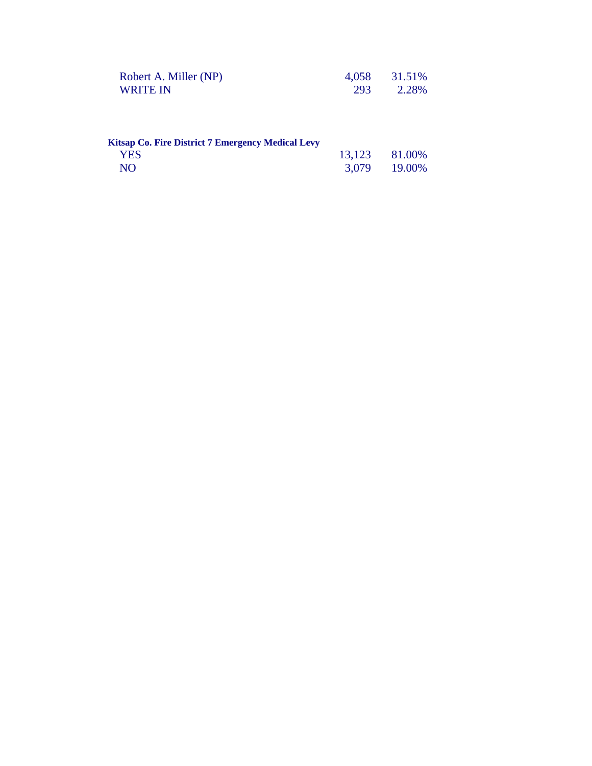| | | |
|---|---|---|
| Robert A. Miller (NP) | 4,058 | 31.51% |
| WRITE IN | 293 | 2.28% |

**Kitsap Co. Fire District 7 Emergency Medical Levy**

| | | |
|---|---|---|
| YES | 13,123 | 81.00% |
| NO | 3,079 | 19.00% |